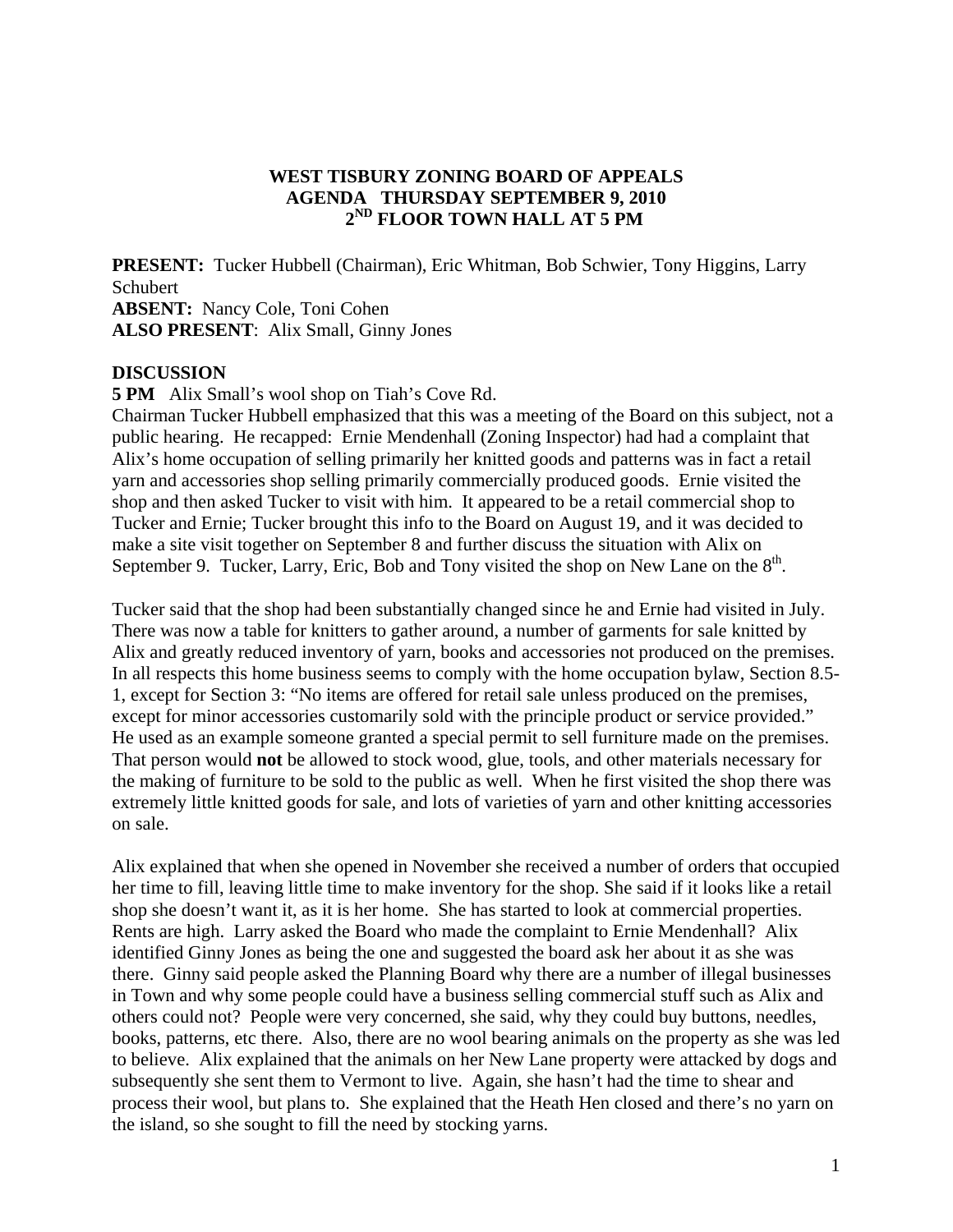**WEST TISBURY ZONING BOARD OF APPEALS**
**AGENDA THURSDAY SEPTEMBER 9, 2010**
**2ND FLOOR TOWN HALL AT 5 PM**

**PRESENT:** Tucker Hubbell (Chairman), Eric Whitman, Bob Schwier, Tony Higgins, Larry Schubert
**ABSENT:** Nancy Cole, Toni Cohen
**ALSO PRESENT**: Alix Small, Ginny Jones

**DISCUSSION**
**5 PM** Alix Small's wool shop on Tiah's Cove Rd.
Chairman Tucker Hubbell emphasized that this was a meeting of the Board on this subject, not a public hearing. He recapped: Ernie Mendenhall (Zoning Inspector) had had a complaint that Alix's home occupation of selling primarily her knitted goods and patterns was in fact a retail yarn and accessories shop selling primarily commercially produced goods. Ernie visited the shop and then asked Tucker to visit with him. It appeared to be a retail commercial shop to Tucker and Ernie; Tucker brought this info to the Board on August 19, and it was decided to make a site visit together on September 8 and further discuss the situation with Alix on September 9. Tucker, Larry, Eric, Bob and Tony visited the shop on New Lane on the 8th.

Tucker said that the shop had been substantially changed since he and Ernie had visited in July. There was now a table for knitters to gather around, a number of garments for sale knitted by Alix and greatly reduced inventory of yarn, books and accessories not produced on the premises. In all respects this home business seems to comply with the home occupation bylaw, Section 8.5-1, except for Section 3: "No items are offered for retail sale unless produced on the premises, except for minor accessories customarily sold with the principle product or service provided." He used as an example someone granted a special permit to sell furniture made on the premises. That person would **not** be allowed to stock wood, glue, tools, and other materials necessary for the making of furniture to be sold to the public as well. When he first visited the shop there was extremely little knitted goods for sale, and lots of varieties of yarn and other knitting accessories on sale.

Alix explained that when she opened in November she received a number of orders that occupied her time to fill, leaving little time to make inventory for the shop. She said if it looks like a retail shop she doesn't want it, as it is her home. She has started to look at commercial properties. Rents are high. Larry asked the Board who made the complaint to Ernie Mendenhall? Alix identified Ginny Jones as being the one and suggested the board ask her about it as she was there. Ginny said people asked the Planning Board why there are a number of illegal businesses in Town and why some people could have a business selling commercial stuff such as Alix and others could not? People were very concerned, she said, why they could buy buttons, needles, books, patterns, etc there. Also, there are no wool bearing animals on the property as she was led to believe. Alix explained that the animals on her New Lane property were attacked by dogs and subsequently she sent them to Vermont to live. Again, she hasn't had the time to shear and process their wool, but plans to. She explained that the Heath Hen closed and there's no yarn on the island, so she sought to fill the need by stocking yarns.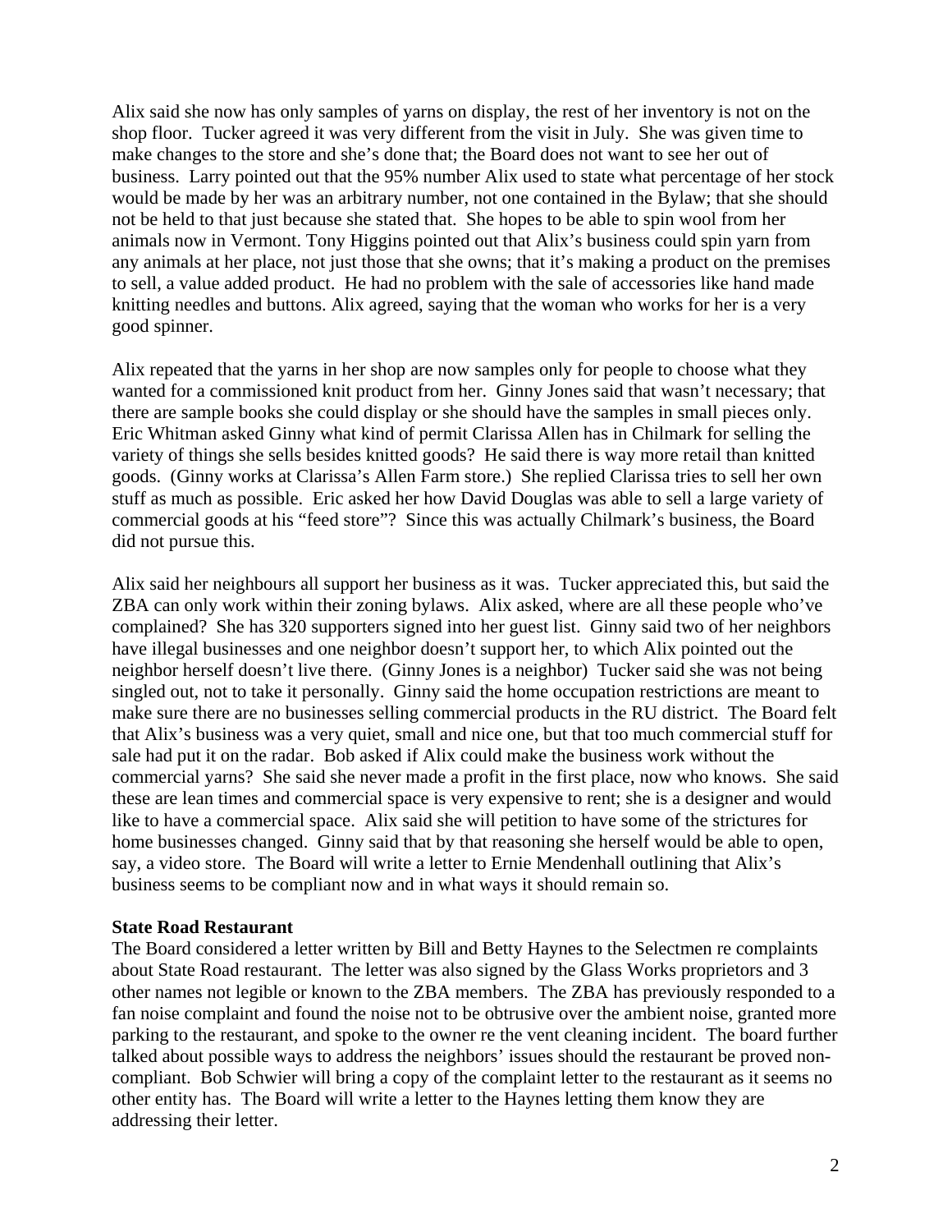Alix said she now has only samples of yarns on display, the rest of her inventory is not on the shop floor. Tucker agreed it was very different from the visit in July. She was given time to make changes to the store and she's done that; the Board does not want to see her out of business. Larry pointed out that the 95% number Alix used to state what percentage of her stock would be made by her was an arbitrary number, not one contained in the Bylaw; that she should not be held to that just because she stated that. She hopes to be able to spin wool from her animals now in Vermont. Tony Higgins pointed out that Alix's business could spin yarn from any animals at her place, not just those that she owns; that it's making a product on the premises to sell, a value added product. He had no problem with the sale of accessories like hand made knitting needles and buttons. Alix agreed, saying that the woman who works for her is a very good spinner.

Alix repeated that the yarns in her shop are now samples only for people to choose what they wanted for a commissioned knit product from her. Ginny Jones said that wasn't necessary; that there are sample books she could display or she should have the samples in small pieces only. Eric Whitman asked Ginny what kind of permit Clarissa Allen has in Chilmark for selling the variety of things she sells besides knitted goods? He said there is way more retail than knitted goods. (Ginny works at Clarissa's Allen Farm store.) She replied Clarissa tries to sell her own stuff as much as possible. Eric asked her how David Douglas was able to sell a large variety of commercial goods at his "feed store"? Since this was actually Chilmark's business, the Board did not pursue this.

Alix said her neighbours all support her business as it was. Tucker appreciated this, but said the ZBA can only work within their zoning bylaws. Alix asked, where are all these people who've complained? She has 320 supporters signed into her guest list. Ginny said two of her neighbors have illegal businesses and one neighbor doesn't support her, to which Alix pointed out the neighbor herself doesn't live there. (Ginny Jones is a neighbor) Tucker said she was not being singled out, not to take it personally. Ginny said the home occupation restrictions are meant to make sure there are no businesses selling commercial products in the RU district. The Board felt that Alix's business was a very quiet, small and nice one, but that too much commercial stuff for sale had put it on the radar. Bob asked if Alix could make the business work without the commercial yarns? She said she never made a profit in the first place, now who knows. She said these are lean times and commercial space is very expensive to rent; she is a designer and would like to have a commercial space. Alix said she will petition to have some of the strictures for home businesses changed. Ginny said that by that reasoning she herself would be able to open, say, a video store. The Board will write a letter to Ernie Mendenhall outlining that Alix's business seems to be compliant now and in what ways it should remain so.

**State Road Restaurant**

The Board considered a letter written by Bill and Betty Haynes to the Selectmen re complaints about State Road restaurant. The letter was also signed by the Glass Works proprietors and 3 other names not legible or known to the ZBA members. The ZBA has previously responded to a fan noise complaint and found the noise not to be obtrusive over the ambient noise, granted more parking to the restaurant, and spoke to the owner re the vent cleaning incident. The board further talked about possible ways to address the neighbors' issues should the restaurant be proved non-compliant. Bob Schwier will bring a copy of the complaint letter to the restaurant as it seems no other entity has. The Board will write a letter to the Haynes letting them know they are addressing their letter.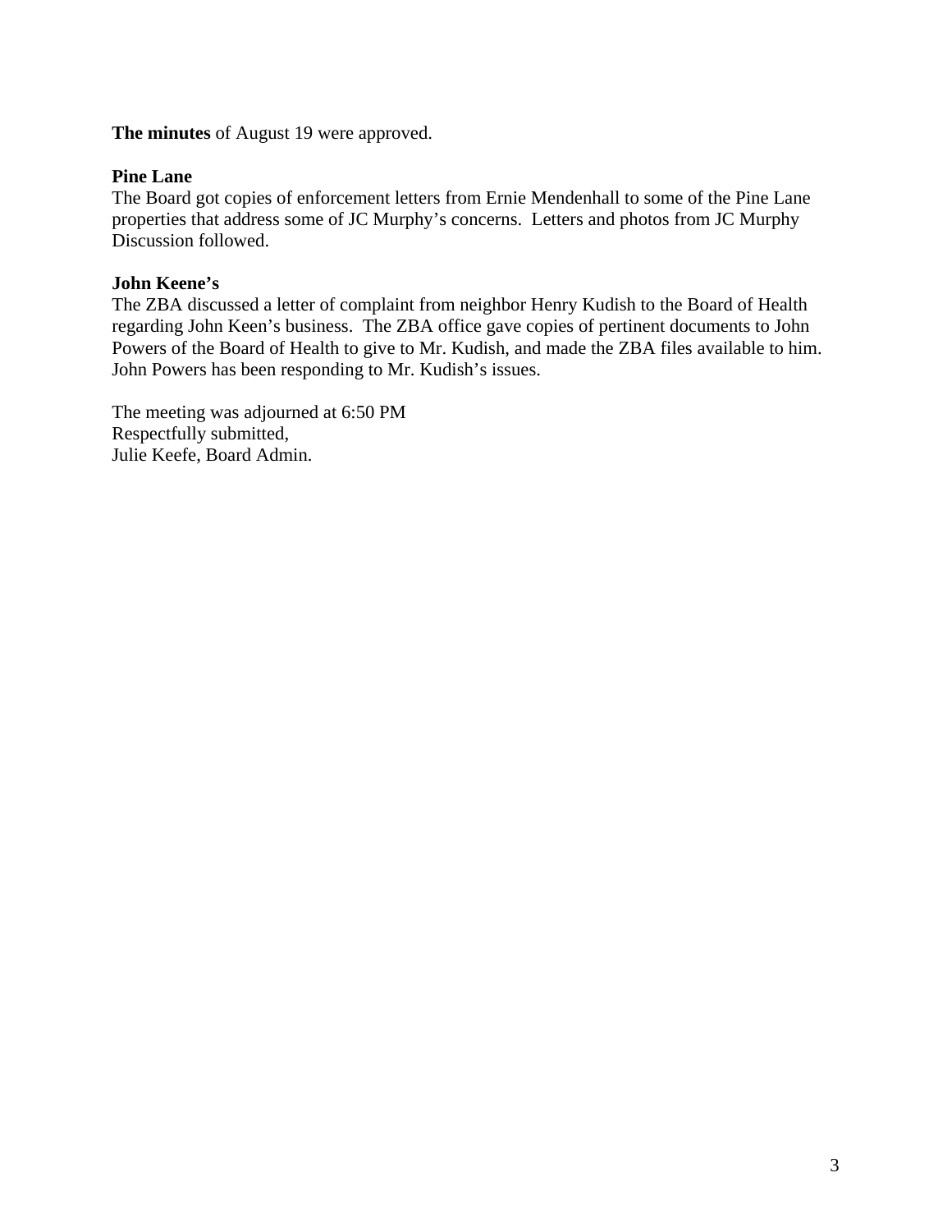**The minutes** of August 19 were approved.

**Pine Lane**

The Board got copies of enforcement letters from Ernie Mendenhall to some of the Pine Lane properties that address some of JC Murphy's concerns. Letters and photos from JC Murphy Discussion followed.

**John Keene's**

The ZBA discussed a letter of complaint from neighbor Henry Kudish to the Board of Health regarding John Keen's business. The ZBA office gave copies of pertinent documents to John Powers of the Board of Health to give to Mr. Kudish, and made the ZBA files available to him. John Powers has been responding to Mr. Kudish's issues.

The meeting was adjourned at 6:50 PM
Respectfully submitted,
Julie Keefe, Board Admin.